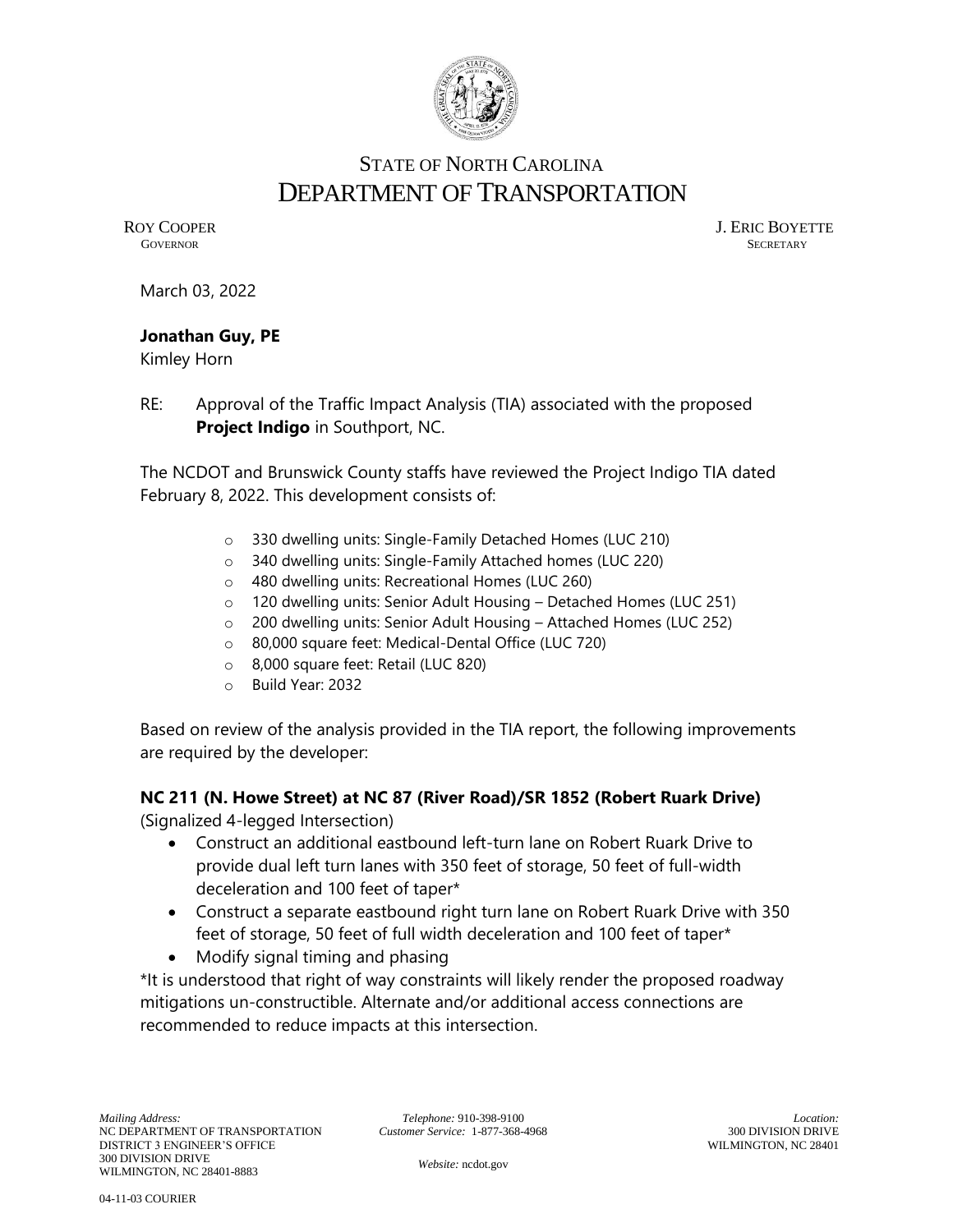# STATE OF NORTH CAROLINA
# DEPARTMENT OF TRANSPORTATION

ROY COOPER
GOVERNOR

J. ERIC BOYETTE
SECRETARY

March 03, 2022

**Jonathan Guy, PE**
Kimley Horn

RE: Approval of the Traffic Impact Analysis (TIA) associated with the proposed **Project Indigo** in Southport, NC.

The NCDOT and Brunswick County staffs have reviewed the Project Indigo TIA dated February 8, 2022. This development consists of:

- 330 dwelling units: Single-Family Detached Homes (LUC 210)
- 340 dwelling units: Single-Family Attached homes (LUC 220)
- 480 dwelling units: Recreational Homes (LUC 260)
- 120 dwelling units: Senior Adult Housing – Detached Homes (LUC 251)
- 200 dwelling units: Senior Adult Housing – Attached Homes (LUC 252)
- 80,000 square feet: Medical-Dental Office (LUC 720)
- 8,000 square feet: Retail (LUC 820)
- Build Year: 2032

Based on review of the analysis provided in the TIA report, the following improvements are required by the developer:

**NC 211 (N. Howe Street) at NC 87 (River Road)/SR 1852 (Robert Ruark Drive)**
(Signalized 4-legged Intersection)

- Construct an additional eastbound left-turn lane on Robert Ruark Drive to provide dual left turn lanes with 350 feet of storage, 50 feet of full-width deceleration and 100 feet of taper*
- Construct a separate eastbound right turn lane on Robert Ruark Drive with 350 feet of storage, 50 feet of full width deceleration and 100 feet of taper*
- Modify signal timing and phasing

*It is understood that right of way constraints will likely render the proposed roadway mitigations un-constructible. Alternate and/or additional access connections are recommended to reduce impacts at this intersection.

*Mailing Address:*
NC DEPARTMENT OF TRANSPORTATION
DISTRICT 3 ENGINEER'S OFFICE
300 DIVISION DRIVE
WILMINGTON, NC 28401-8883

*Telephone:* 910-398-9100
*Customer Service:* 1-877-368-4968

*Website:* ncdot.gov

*Location:*
300 DIVISION DRIVE
WILMINGTON, NC 28401

04-11-03 COURIER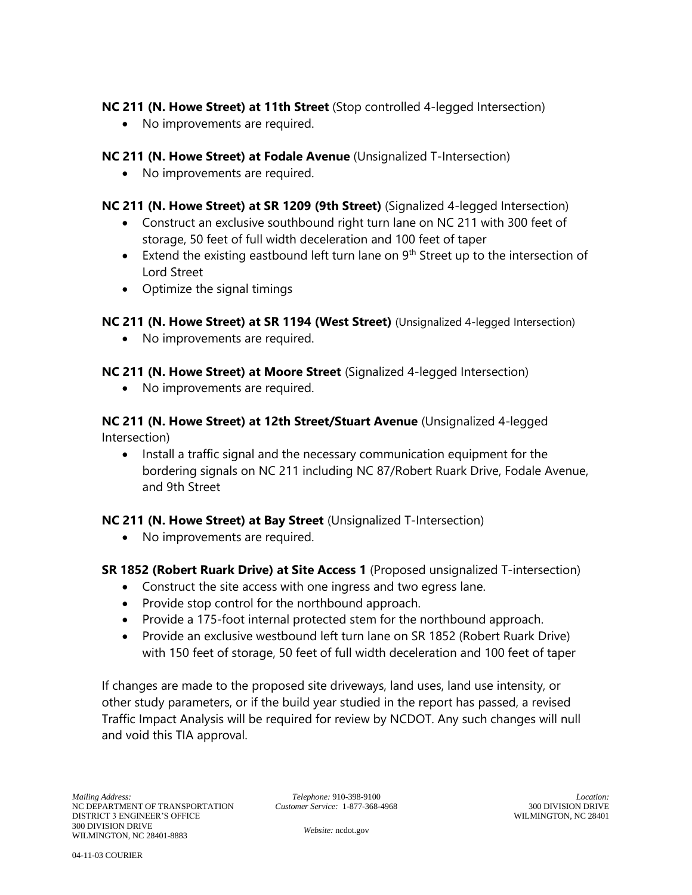**NC 211 (N. Howe Street) at 11th Street** (Stop controlled 4-legged Intersection)

- No improvements are required.

**NC 211 (N. Howe Street) at Fodale Avenue** (Unsignalized T-Intersection)

- No improvements are required.

**NC 211 (N. Howe Street) at SR 1209 (9th Street)** (Signalized 4-legged Intersection)

- Construct an exclusive southbound right turn lane on NC 211 with 300 feet of storage, 50 feet of full width deceleration and 100 feet of taper
- Extend the existing eastbound left turn lane on 9th Street up to the intersection of Lord Street
- Optimize the signal timings

**NC 211 (N. Howe Street) at SR 1194 (West Street)** (Unsignalized 4-legged Intersection)

- No improvements are required.

**NC 211 (N. Howe Street) at Moore Street** (Signalized 4-legged Intersection)

- No improvements are required.

**NC 211 (N. Howe Street) at 12th Street/Stuart Avenue** (Unsignalized 4-legged Intersection)

- Install a traffic signal and the necessary communication equipment for the bordering signals on NC 211 including NC 87/Robert Ruark Drive, Fodale Avenue, and 9th Street

**NC 211 (N. Howe Street) at Bay Street** (Unsignalized T-Intersection)

- No improvements are required.

**SR 1852 (Robert Ruark Drive) at Site Access 1** (Proposed unsignalized T-intersection)

- Construct the site access with one ingress and two egress lane.
- Provide stop control for the northbound approach.
- Provide a 175-foot internal protected stem for the northbound approach.
- Provide an exclusive westbound left turn lane on SR 1852 (Robert Ruark Drive) with 150 feet of storage, 50 feet of full width deceleration and 100 feet of taper

If changes are made to the proposed site driveways, land uses, land use intensity, or other study parameters, or if the build year studied in the report has passed, a revised Traffic Impact Analysis will be required for review by NCDOT. Any such changes will null and void this TIA approval.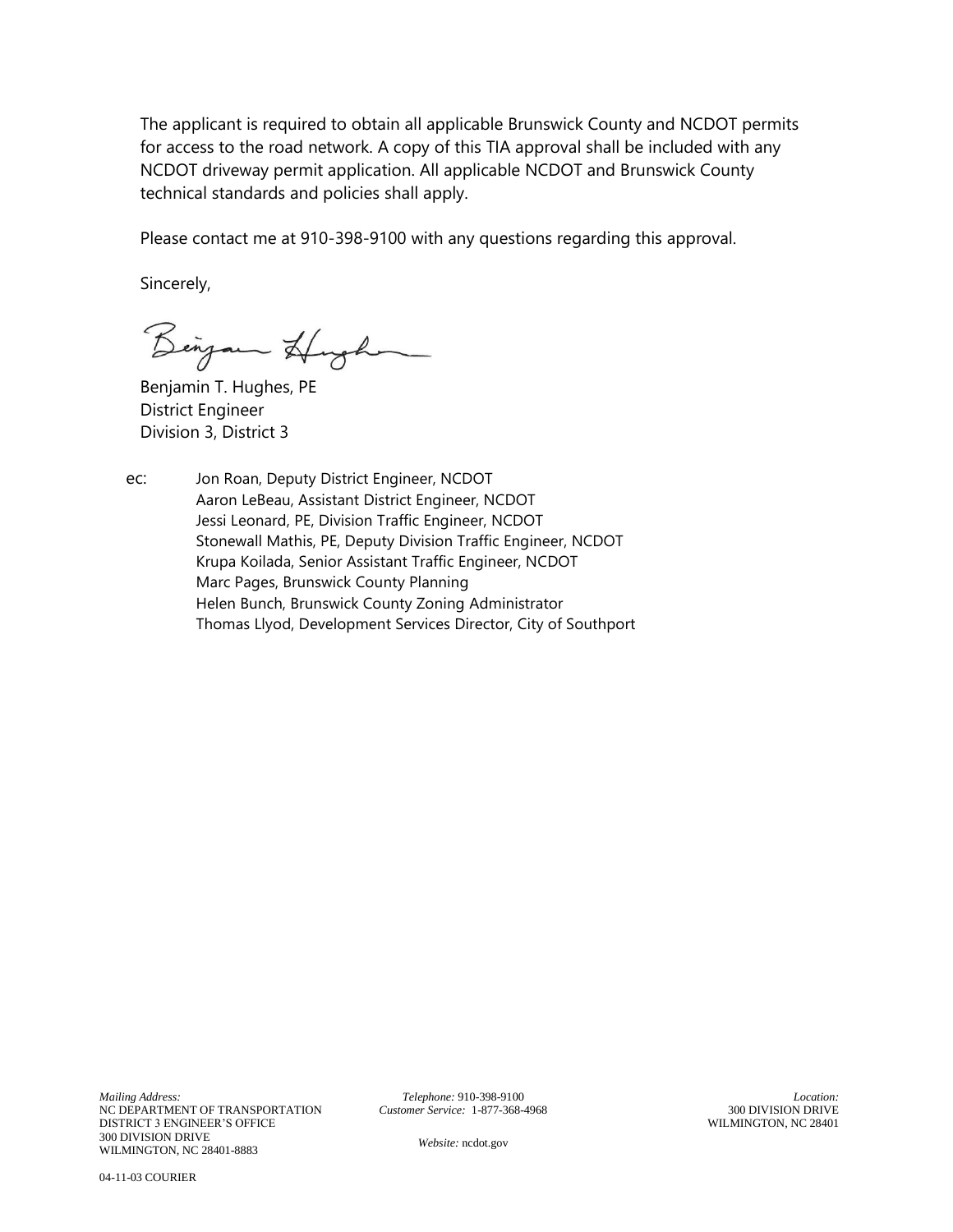The applicant is required to obtain all applicable Brunswick County and NCDOT permits for access to the road network. A copy of this TIA approval shall be included with any NCDOT driveway permit application. All applicable NCDOT and Brunswick County technical standards and policies shall apply.

Please contact me at 910-398-9100 with any questions regarding this approval.

Sincerely,

Benjamin T. Hughes, PE
District Engineer
Division 3, District 3

ec: Jon Roan, Deputy District Engineer, NCDOT
Aaron LeBeau, Assistant District Engineer, NCDOT
Jessi Leonard, PE, Division Traffic Engineer, NCDOT
Stonewall Mathis, PE, Deputy Division Traffic Engineer, NCDOT
Krupa Koilada, Senior Assistant Traffic Engineer, NCDOT
Marc Pages, Brunswick County Planning
Helen Bunch, Brunswick County Zoning Administrator
Thomas Llyod, Development Services Director, City of Southport

*Mailing Address:*
NC DEPARTMENT OF TRANSPORTATION
DISTRICT 3 ENGINEER'S OFFICE
300 DIVISION DRIVE
WILMINGTON, NC 28401-8883

*Telephone:* 910-398-9100
*Customer Service:* 1-877-368-4968

*Website:* ncdot.gov

*Location:*
300 DIVISION DRIVE
WILMINGTON, NC 28401

04-11-03 COURIER